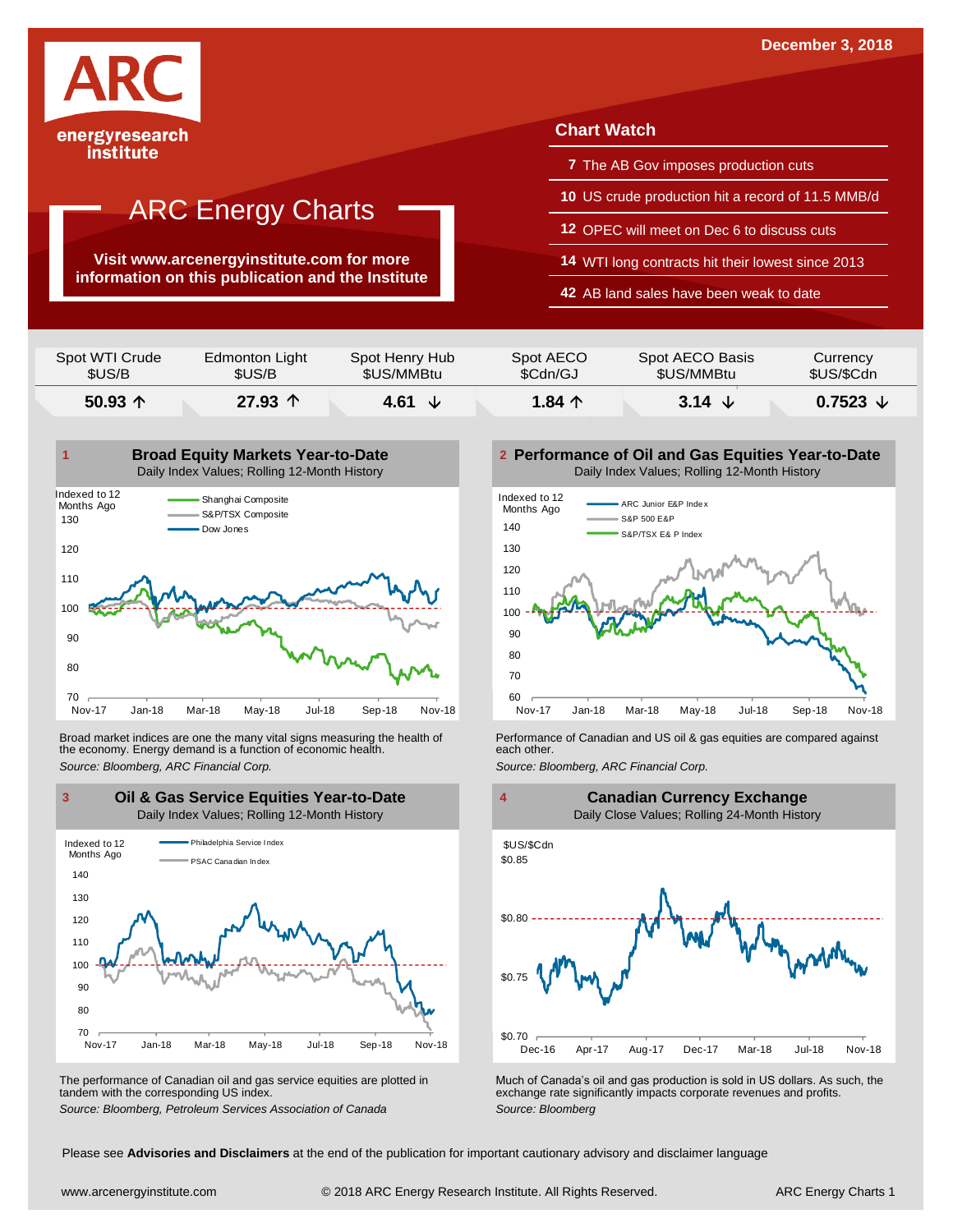December 3, 2018

**ARC**
energyresearch institute

# ARC Energy Charts

**Visit www.arcenergyinstitute.com for more information on this publication and the Institute**

## Chart Watch

- **7** The AB Gov imposes production cuts
- **10** US crude production hit a record of 11.5 MMB/d
- **12** OPEC will meet on Dec 6 to discuss cuts
- **14** WTI long contracts hit their lowest since 2013
- **42** AB land sales have been weak to date

| Spot WTI Crude $US/B | Edmonton Light $US/B | Spot Henry Hub $US/MMBtu | Spot AECO $Cdn/GJ | Spot AECO Basis $US/MMBtu | Currency $US/$Cdn |
|---|---|---|---|---|---|
| **50.93 ↑** | **27.93 ↑** | **4.61 ↓** | **1.84 ↑** | **3.14 ↓** | **0.7523 ↓** |

### 1 Broad Equity Markets Year-to-Date
Daily Index Values; Rolling 12-Month History

Broad market indices are one the many vital signs measuring the health of the economy. Energy demand is a function of economic health.

*Source: Bloomberg, ARC Financial Corp.*

### 2 Performance of Oil and Gas Equities Year-to-Date
Daily Index Values; Rolling 12-Month History

Performance of Canadian and US oil & gas equities are compared against each other.

*Source: Bloomberg, ARC Financial Corp.*

### 3 Oil & Gas Service Equities Year-to-Date
Daily Index Values; Rolling 12-Month History

The performance of Canadian oil and gas service equities are plotted in tandem with the corresponding US index.

*Source: Bloomberg, Petroleum Services Association of Canada*

### 4 Canadian Currency Exchange
Daily Close Values; Rolling 24-Month History

Much of Canada's oil and gas production is sold in US dollars. As such, the exchange rate significantly impacts corporate revenues and profits.

*Source: Bloomberg*

Please see **Advisories and Disclaimers** at the end of the publication for important cautionary advisory and disclaimer language

www.arcenergyinstitute.com © 2018 ARC Energy Research Institute. All Rights Reserved.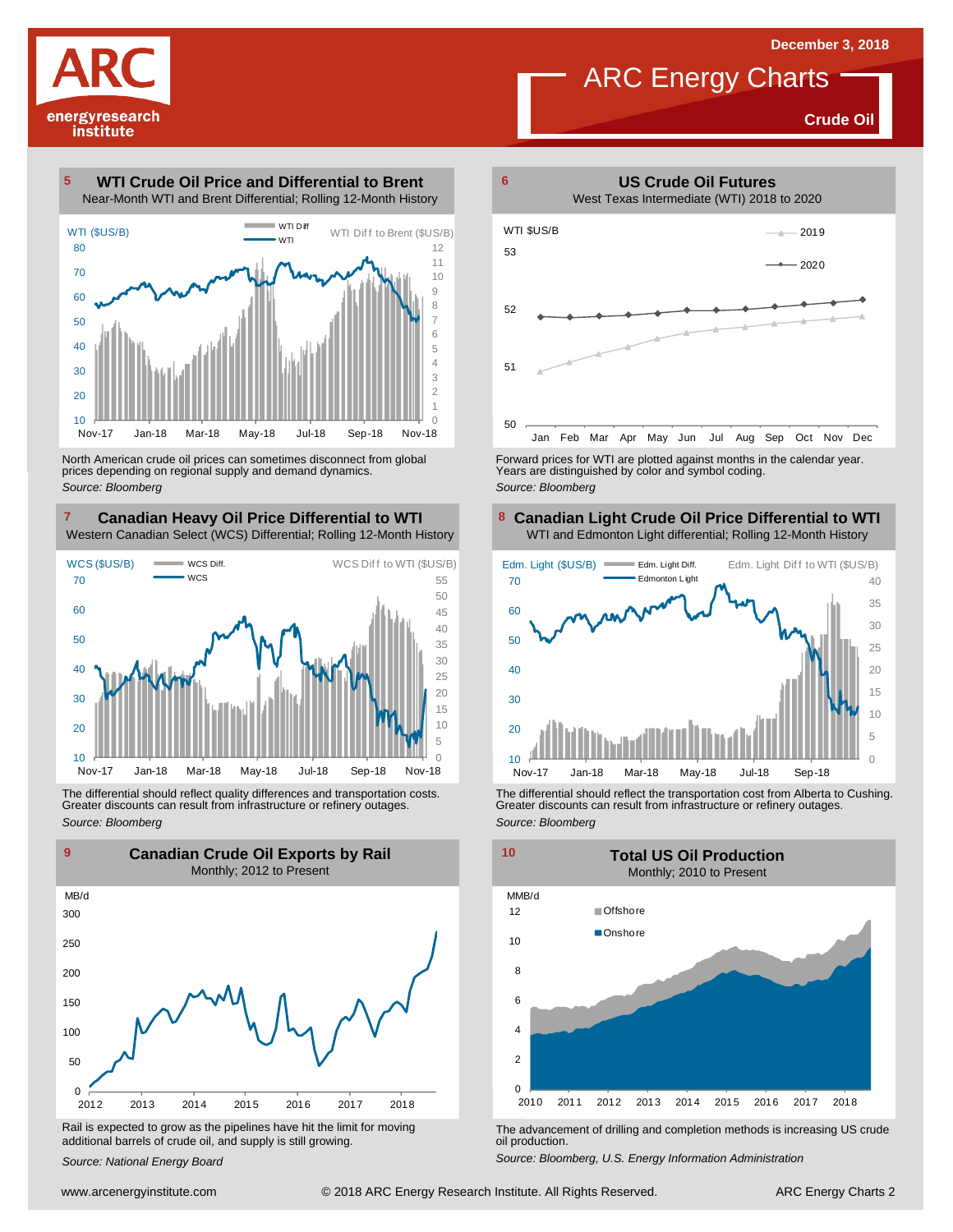# ARC Energy Charts

December 3, 2018

**Crude Oil**

## 5 WTI Crude Oil Price and Differential to Brent

Near-Month WTI and Brent Differential; Rolling 12-Month History

North American crude oil prices can sometimes disconnect from global prices depending on regional supply and demand dynamics.

*Source: Bloomberg*

## 6 US Crude Oil Futures

West Texas Intermediate (WTI) 2018 to 2020

Forward prices for WTI are plotted against months in the calendar year. Years are distinguished by color and symbol coding.

*Source: Bloomberg*

## 7 Canadian Heavy Oil Price Differential to WTI

Western Canadian Select (WCS) Differential; Rolling 12-Month History

The differential should reflect quality differences and transportation costs. Greater discounts can result from infrastructure or refinery outages.

*Source: Bloomberg*

## 8 Canadian Light Crude Oil Price Differential to WTI

WTI and Edmonton Light differential; Rolling 12-Month History

The differential should reflect the transportation cost from Alberta to Cushing. Greater discounts can result from infrastructure or refinery outages.

*Source: Bloomberg*

## 9 Canadian Crude Oil Exports by Rail

Monthly; 2012 to Present

Rail is expected to grow as the pipelines have hit the limit for moving additional barrels of crude oil, and supply is still growing.

*Source: National Energy Board*

## 10 Total US Oil Production

Monthly; 2010 to Present

The advancement of drilling and completion methods is increasing US crude oil production.

*Source: Bloomberg, U.S. Energy Information Administration*

www.arcenergyinstitute.com © 2018 ARC Energy Research Institute. All Rights Reserved.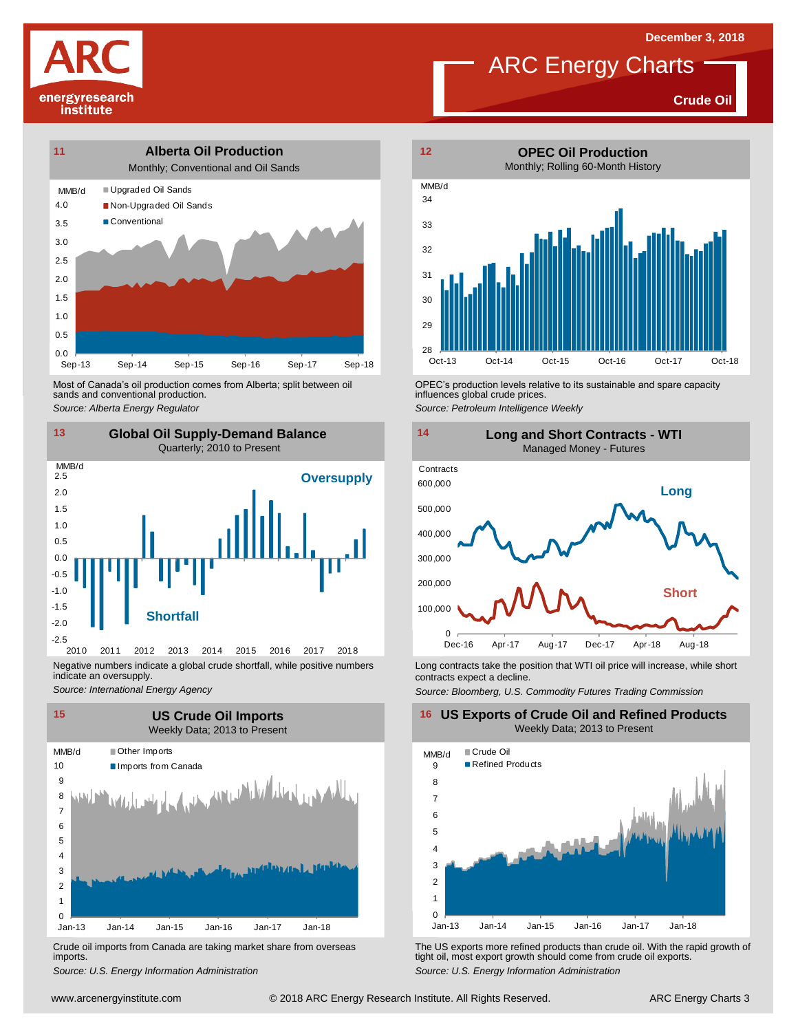December 3, 2018

# ARC Energy Charts

**Crude Oil**

## 11 Alberta Oil Production

Monthly; Conventional and Oil Sands

MMB/d — Upgraded Oil Sands, Non-Upgraded Oil Sands, Conventional

Most of Canada's oil production comes from Alberta; split between oil sands and conventional production.

*Source: Alberta Energy Regulator*

## 12 OPEC Oil Production

Monthly; Rolling 60-Month History

MMB/d

OPEC's production levels relative to its sustainable and spare capacity influences global crude prices.

*Source: Petroleum Intelligence Weekly*

## 13 Global Oil Supply-Demand Balance

Quarterly; 2010 to Present

MMB/d — Oversupply / Shortfall

Negative numbers indicate a global crude shortfall, while positive numbers indicate an oversupply.

*Source: International Energy Agency*

## 14 Long and Short Contracts - WTI

Managed Money - Futures

Contracts — Long / Short

Long contracts take the position that WTI oil price will increase, while short contracts expect a decline.

*Source: Bloomberg, U.S. Commodity Futures Trading Commission*

## 15 US Crude Oil Imports

Weekly Data; 2013 to Present

MMB/d — Other Imports, Imports from Canada

Crude oil imports from Canada are taking market share from overseas imports.

*Source: U.S. Energy Information Administration*

## 16 US Exports of Crude Oil and Refined Products

Weekly Data; 2013 to Present

MMB/d — Crude Oil, Refined Products

The US exports more refined products than crude oil. With the rapid growth of tight oil, most export growth should come from crude oil exports.

*Source: U.S. Energy Information Administration*

www.arcenergyinstitute.com © 2018 ARC Energy Research Institute. All Rights Reserved.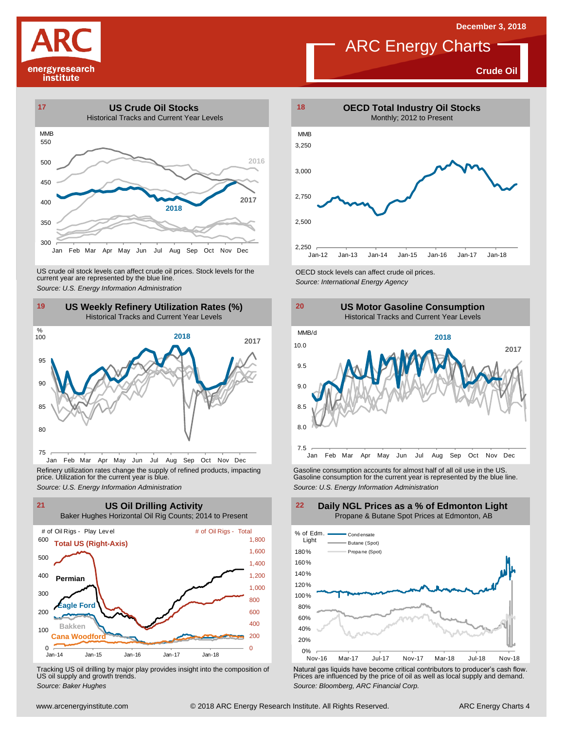# ARC Energy Charts

**Crude Oil**

December 3, 2018

## 17 US Crude Oil Stocks

Historical Tracks and Current Year Levels

US crude oil stock levels can affect crude oil prices. Stock levels for the current year are represented by the blue line.

*Source: U.S. Energy Information Administration*

## 18 OECD Total Industry Oil Stocks

Monthly; 2012 to Present

OECD stock levels can affect crude oil prices.

*Source: International Energy Agency*

## 19 US Weekly Refinery Utilization Rates (%)

Historical Tracks and Current Year Levels

Refinery utilization rates change the supply of refined products, impacting price. Utilization for the current year is blue.

*Source: U.S. Energy Information Administration*

## 20 US Motor Gasoline Consumption

Historical Tracks and Current Year Levels

Gasoline consumption accounts for almost half of all oil use in the US. Gasoline consumption for the current year is represented by the blue line.

*Source: U.S. Energy Information Administration*

## 21 US Oil Drilling Activity

Baker Hughes Horizontal Oil Rig Counts; 2014 to Present

Tracking US oil drilling by major play provides insight into the composition of US oil supply and growth trends.

*Source: Baker Hughes*

## 22 Daily NGL Prices as a % of Edmonton Light

Propane & Butane Spot Prices at Edmonton, AB

Natural gas liquids have become critical contributors to producer's cash flow. Prices are influenced by the price of oil as well as local supply and demand.

*Source: Bloomberg, ARC Financial Corp.*

www.arcenergyinstitute.com © 2018 ARC Energy Research Institute. All Rights Reserved.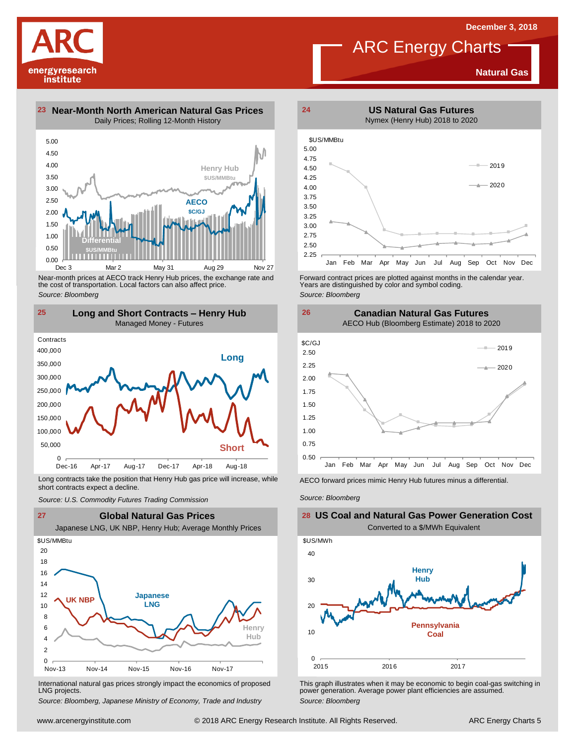December 3, 2018

# ARC Energy Charts

**Natural Gas**

## 23 Near-Month North American Natural Gas Prices

Daily Prices; Rolling 12-Month History

Henry Hub $US/MMBtu

AECO $C/GJ

Differential $US/MMBtu

Near-month prices at AECO track Henry Hub prices, the exchange rate and the cost of transportation. Local factors can also affect price.

*Source: Bloomberg*

## 24 US Natural Gas Futures

Nymex (Henry Hub) 2018 to 2020

Forward contract prices are plotted against months in the calendar year. Years are distinguished by color and symbol coding.

*Source: Bloomberg*

## 25 Long and Short Contracts – Henry Hub

Managed Money - Futures

Long contracts take the position that Henry Hub gas price will increase, while short contracts expect a decline.

*Source: U.S. Commodity Futures Trading Commission*

## 26 Canadian Natural Gas Futures

AECO Hub (Bloomberg Estimate) 2018 to 2020

AECO forward prices mimic Henry Hub futures minus a differential.

*Source: Bloomberg*

## 27 Global Natural Gas Prices

Japanese LNG, UK NBP, Henry Hub; Average Monthly Prices

International natural gas prices strongly impact the economics of proposed LNG projects.

*Source: Bloomberg, Japanese Ministry of Economy, Trade and Industry*

## 28 US Coal and Natural Gas Power Generation Cost

Converted to a $/MWh Equivalent

This graph illustrates when it may be economic to begin coal-gas switching in power generation. Average power plant efficiencies are assumed.

*Source: Bloomberg*

www.arcenergyinstitute.com © 2018 ARC Energy Research Institute. All Rights Reserved.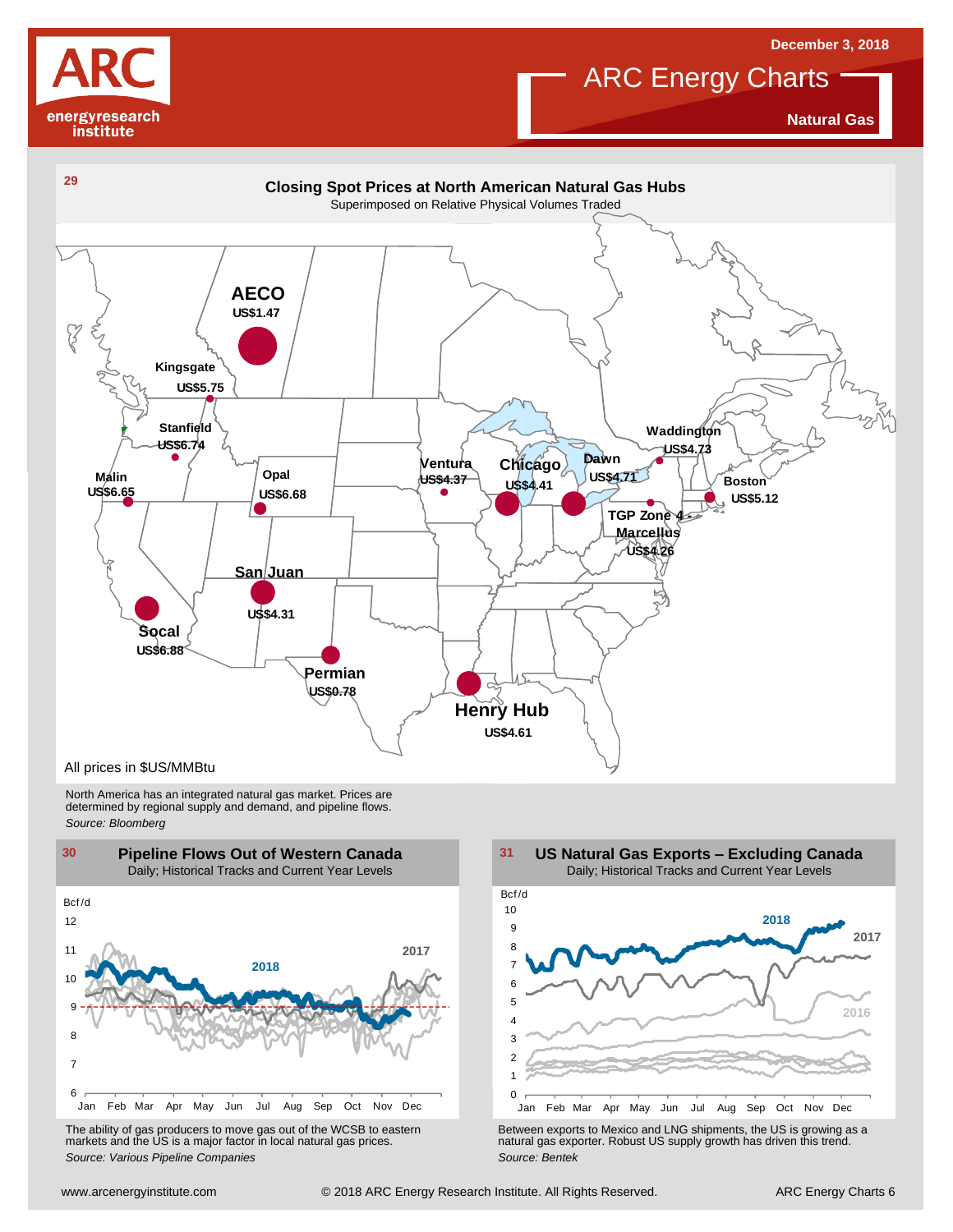# ARC Energy Charts

**Natural Gas**

December 3, 2018

## 29 Closing Spot Prices at North American Natural Gas Hubs

Superimposed on Relative Physical Volumes Traded

| Hub | Price |
|---|---|
| AECO | US$1.47 |
| Kingsgate | US$5.75 |
| Stanfield | US$6.74 |
| Malin | US$6.65 |
| Opal | US$6.68 |
| San Juan | US$4.31 |
| Socal | US$6.88 |
| Permian | US$0.78 |
| Ventura | US$4.37 |
| Chicago | US$4.41 |
| Dawn | US$4.71 |
| Waddington | US$4.73 |
| Boston | US$5.12 |
| TGP Zone 4 Marcellus | US$4.26 |
| Henry Hub | US$4.61 |

All prices in $US/MMBtu

North America has an integrated natural gas market. Prices are determined by regional supply and demand, and pipeline flows.

*Source: Bloomberg*

## 30 Pipeline Flows Out of Western Canada

Daily; Historical Tracks and Current Year Levels

The ability of gas producers to move gas out of the WCSB to eastern markets and the US is a major factor in local natural gas prices.

*Source: Various Pipeline Companies*

## 31 US Natural Gas Exports – Excluding Canada

Daily; Historical Tracks and Current Year Levels

Between exports to Mexico and LNG shipments, the US is growing as a natural gas exporter. Robust US supply growth has driven this trend.

*Source: Bentek*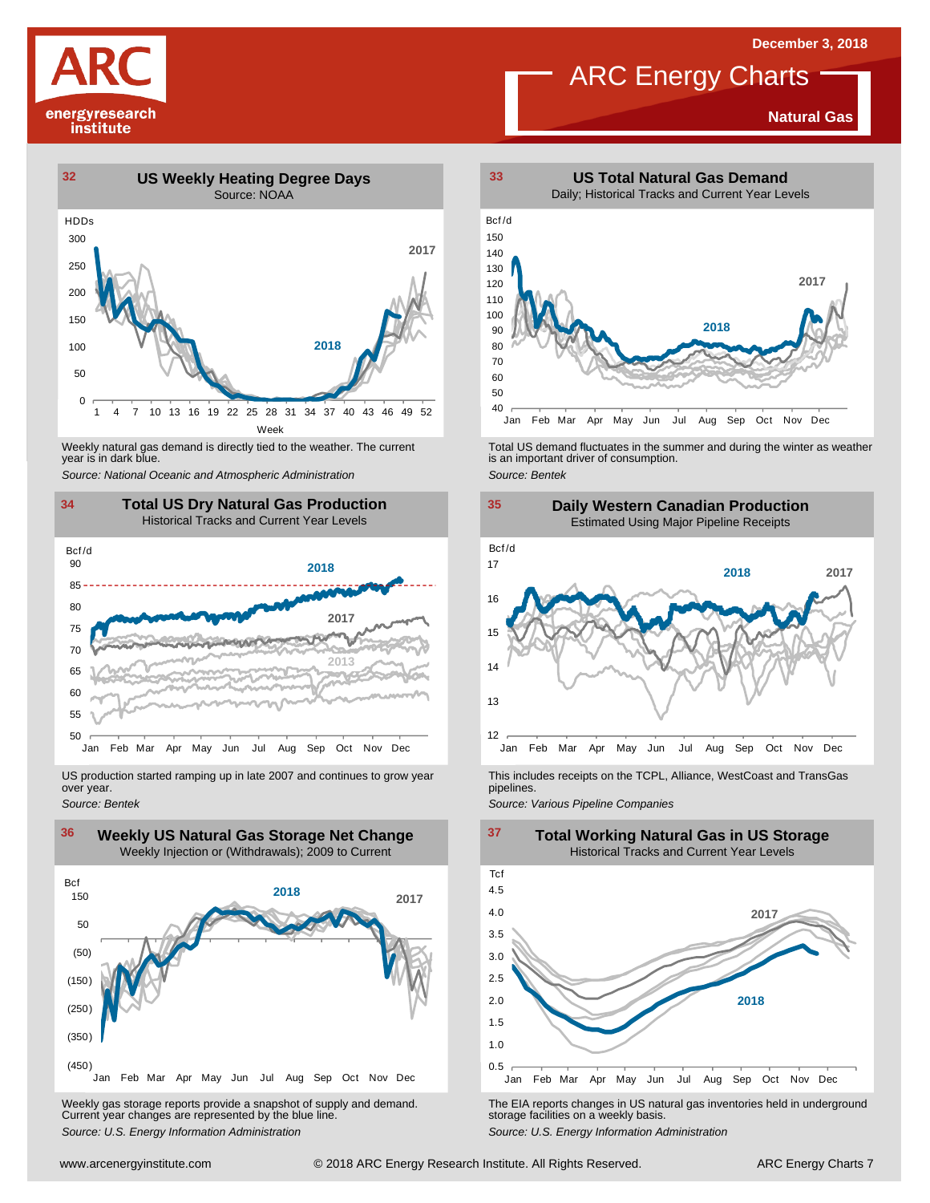December 3, 2018

# ARC Energy Charts

**Natural Gas**

## 32 US Weekly Heating Degree Days

Source: NOAA

Weekly natural gas demand is directly tied to the weather. The current year is in dark blue.

*Source: National Oceanic and Atmospheric Administration*

## 33 US Total Natural Gas Demand

Daily; Historical Tracks and Current Year Levels

Total US demand fluctuates in the summer and during the winter as weather is an important driver of consumption.

*Source: Bentek*

## 34 Total US Dry Natural Gas Production

Historical Tracks and Current Year Levels

US production started ramping up in late 2007 and continues to grow year over year.

*Source: Bentek*

## 35 Daily Western Canadian Production

Estimated Using Major Pipeline Receipts

This includes receipts on the TCPL, Alliance, WestCoast and TransGas pipelines.

*Source: Various Pipeline Companies*

## 36 Weekly US Natural Gas Storage Net Change

Weekly Injection or (Withdrawals); 2009 to Current

Weekly gas storage reports provide a snapshot of supply and demand. Current year changes are represented by the blue line.

*Source: U.S. Energy Information Administration*

## 37 Total Working Natural Gas in US Storage

Historical Tracks and Current Year Levels

The EIA reports changes in US natural gas inventories held in underground storage facilities on a weekly basis.

*Source: U.S. Energy Information Administration*

www.arcenergyinstitute.com © 2018 ARC Energy Research Institute. All Rights Reserved.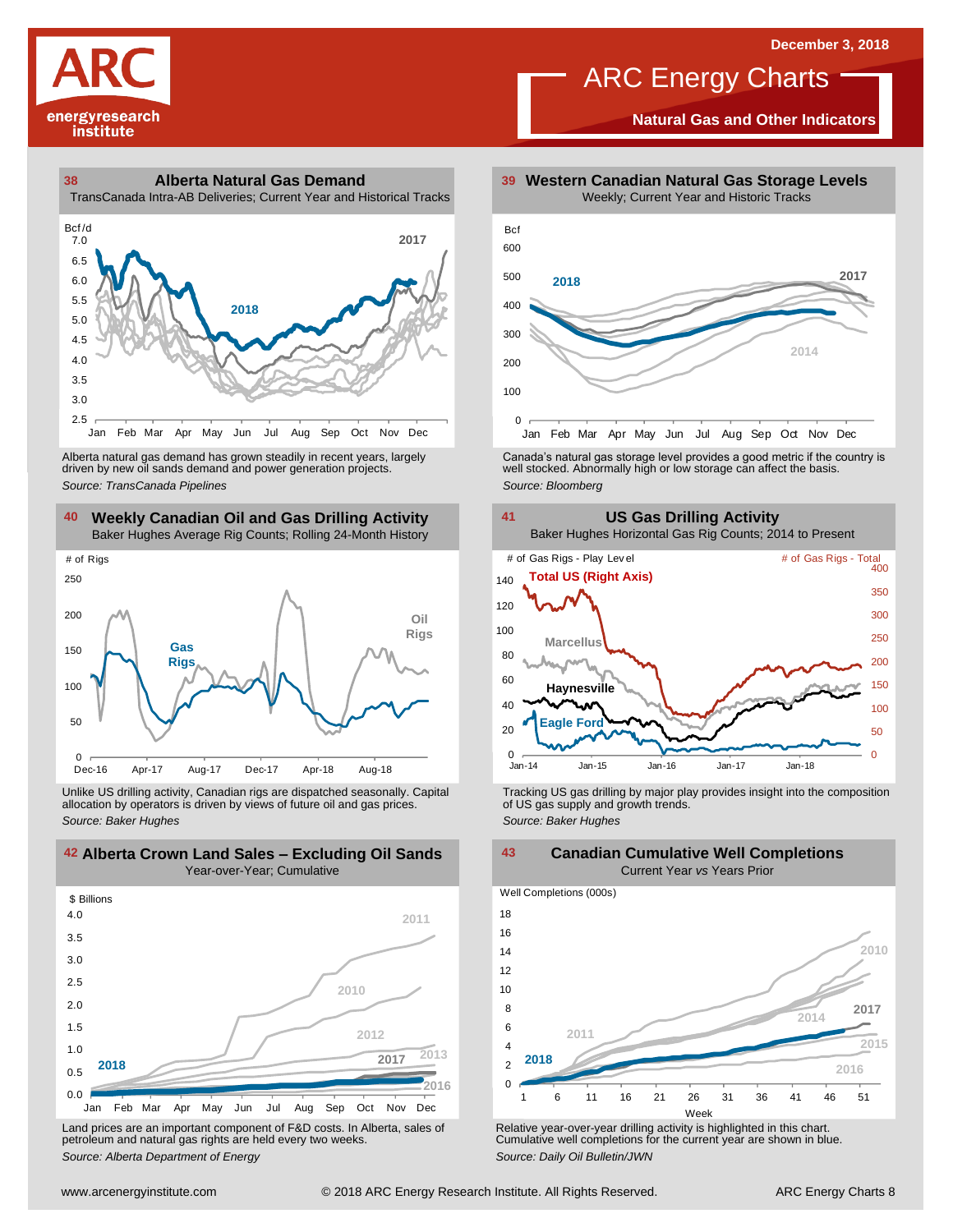# ARC Energy Charts

**Natural Gas and Other Indicators**

December 3, 2018

## 38 Alberta Natural Gas Demand

TransCanada Intra-AB Deliveries; Current Year and Historical Tracks

Alberta natural gas demand has grown steadily in recent years, largely driven by new oil sands demand and power generation projects.

*Source: TransCanada Pipelines*

## 39 Western Canadian Natural Gas Storage Levels

Weekly; Current Year and Historic Tracks

Canada's natural gas storage level provides a good metric if the country is well stocked. Abnormally high or low storage can affect the basis.

*Source: Bloomberg*

## 40 Weekly Canadian Oil and Gas Drilling Activity

Baker Hughes Average Rig Counts; Rolling 24-Month History

Unlike US drilling activity, Canadian rigs are dispatched seasonally. Capital allocation by operators is driven by views of future oil and gas prices.

*Source: Baker Hughes*

## 41 US Gas Drilling Activity

Baker Hughes Horizontal Gas Rig Counts; 2014 to Present

Tracking US gas drilling by major play provides insight into the composition of US gas supply and growth trends.

*Source: Baker Hughes*

## 42 Alberta Crown Land Sales – Excluding Oil Sands

Year-over-Year; Cumulative

Land prices are an important component of F&D costs. In Alberta, sales of petroleum and natural gas rights are held every two weeks.

*Source: Alberta Department of Energy*

## 43 Canadian Cumulative Well Completions

Current Year *vs* Years Prior

Relative year-over-year drilling activity is highlighted in this chart. Cumulative well completions for the current year are shown in blue.

*Source: Daily Oil Bulletin/JWN*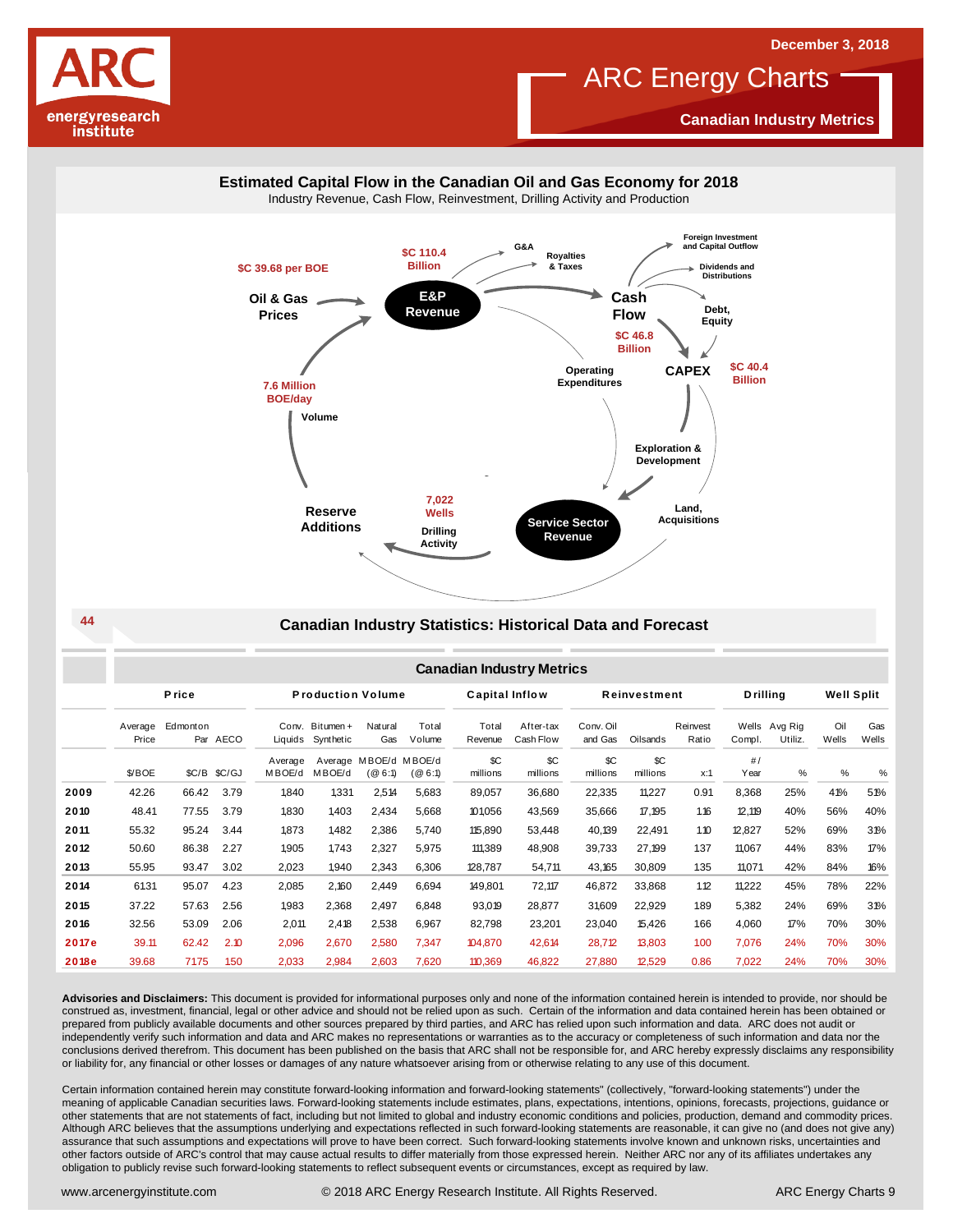December 3, 2018

# ARC Energy Charts

**Canadian Industry Metrics**

## Estimated Capital Flow in the Canadian Oil and Gas Economy for 2018

Industry Revenue, Cash Flow, Reinvestment, Drilling Activity and Production

$C 39.68 per BOE
Oil & Gas Prices
$C 110.4 Billion
E&P Revenue
G&A
Royalties & Taxes
Foreign Investment and Capital Outflow
Dividends and Distributions
Cash Flow
Debt, Equity
$C 46.8 Billion
CAPEX
$C 40.4 Billion
Operating Expenditures
Exploration & Development
Land, Acquisitions
Service Sector Revenue
7,022 Wells
Drilling Activity
Reserve Additions
Volume
7.6 Million BOE/day

## Canadian Industry Statistics: Historical Data and Forecast

| | Canadian Industry Metrics | | | | | | | | | | | | | | | | |
|---|---|---|---|---|---|---|---|---|---|---|---|---|---|---|---|---|---|
| | Price | | | Production Volume | | | | Capital Inflow | | Reinvestment | | | Drilling | | Well Split | |
| | Average Price | Edmonton Par | AECO | Conv. Liquids | Bitumen + Synthetic | Natural Gas | Total Volume | Total Revenue | After-tax Cash Flow | Conv. Oil and Gas | Oilsands | Reinvest Ratio | Wells Compl. | Avg Rig Utiliz. | Oil Wells | Gas Wells |
| | $/BOE | $C/B | $C/GJ | Average MBOE/d | Average MBOE/d | MBOE/d (@ 6:1) | MBOE/d (@ 6:1) | $C millions | $C millions | $C millions | $C millions | x:1 | # / Year | % | % | % |
| **2009** | 42.26 | 66.42 | 3.79 | 1,840 | 1,331 | 2,514 | 5,683 | 89,057 | 36,680 | 22,335 | 11,227 | 0.91 | 8,368 | 25% | 41% | 51% |
| **2010** | 48.41 | 77.55 | 3.79 | 1,830 | 1,403 | 2,434 | 5,668 | 101,056 | 43,569 | 35,666 | 17,195 | 1.16 | 12,119 | 40% | 56% | 40% |
| **2011** | 55.32 | 95.24 | 3.44 | 1,873 | 1,482 | 2,386 | 5,740 | 115,890 | 53,448 | 40,139 | 22,491 | 1.10 | 12,827 | 52% | 69% | 31% |
| **2012** | 50.60 | 86.38 | 2.27 | 1,905 | 1,743 | 2,327 | 5,975 | 111,389 | 48,908 | 39,733 | 27,199 | 1.37 | 11,067 | 44% | 83% | 17% |
| **2013** | 55.95 | 93.47 | 3.02 | 2,023 | 1,940 | 2,343 | 6,306 | 128,787 | 54,711 | 43,165 | 30,809 | 1.35 | 11,071 | 42% | 84% | 16% |
| **2014** | 61.31 | 95.07 | 4.23 | 2,085 | 2,160 | 2,449 | 6,694 | 149,801 | 72,117 | 46,872 | 33,868 | 1.12 | 11,222 | 45% | 78% | 22% |
| **2015** | 37.22 | 57.63 | 2.56 | 1,983 | 2,368 | 2,497 | 6,848 | 93,019 | 28,877 | 31,609 | 22,929 | 1.89 | 5,382 | 24% | 69% | 31% |
| **2016** | 32.56 | 53.09 | 2.06 | 2,011 | 2,418 | 2,538 | 6,967 | 82,798 | 23,201 | 23,040 | 15,426 | 1.66 | 4,060 | 17% | 70% | 30% |
| **2017e** | 39.11 | 62.42 | 2.10 | 2,096 | 2,670 | 2,580 | 7,347 | 104,870 | 42,614 | 28,712 | 13,803 | 1.00 | 7,076 | 24% | 70% | 30% |
| **2018e** | 39.68 | 71.75 | 1.50 | 2,033 | 2,984 | 2,603 | 7,620 | 110,369 | 46,822 | 27,880 | 12,529 | 0.86 | 7,022 | 24% | 70% | 30% |

**Advisories and Disclaimers:** This document is provided for informational purposes only and none of the information contained herein is intended to provide, nor should be construed as, investment, financial, legal or other advice and should not be relied upon as such. Certain of the information and data contained herein has been obtained or prepared from publicly available documents and other sources prepared by third parties, and ARC has relied upon such information and data. ARC does not audit or independently verify such information and data and ARC makes no representations or warranties as to the accuracy or completeness of such information and data nor the conclusions derived therefrom. This document has been published on the basis that ARC shall not be responsible for, and ARC hereby expressly disclaims any responsibility or liability for, any financial or other losses or damages of any nature whatsoever arising from or otherwise relating to any use of this document.

Certain information contained herein may constitute forward-looking information and forward-looking statements" (collectively, "forward-looking statements") under the meaning of applicable Canadian securities laws. Forward-looking statements include estimates, plans, expectations, intentions, opinions, forecasts, projections, guidance or other statements that are not statements of fact, including but not limited to global and industry economic conditions and policies, production, demand and commodity prices. Although ARC believes that the assumptions underlying and expectations reflected in such forward-looking statements are reasonable, it can give no (and does not give any) assurance that such assumptions and expectations will prove to have been correct. Such forward-looking statements involve known and unknown risks, uncertainties and other factors outside of ARC's control that may cause actual results to differ materially from those expressed herein. Neither ARC nor any of its affiliates undertakes any obligation to publicly revise such forward-looking statements to reflect subsequent events or circumstances, except as required by law.

www.arcenergyinstitute.com © 2018 ARC Energy Research Institute. All Rights Reserved.